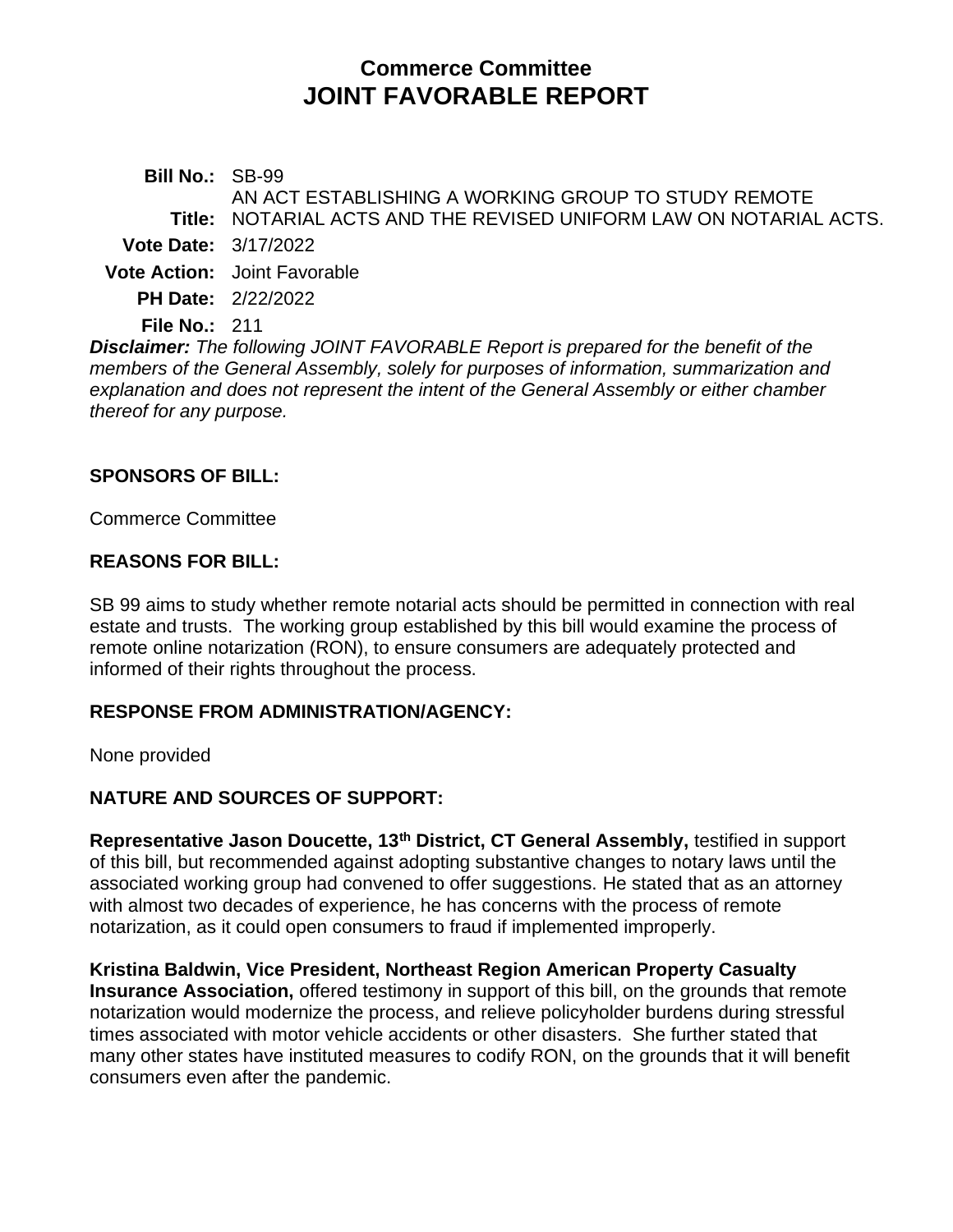# Commerce Committee
# JOINT FAVORABLE REPORT

**Bill No.:** SB-99

**Title:** AN ACT ESTABLISHING A WORKING GROUP TO STUDY REMOTE NOTARIAL ACTS AND THE REVISED UNIFORM LAW ON NOTARIAL ACTS.

**Vote Date:** 3/17/2022

**Vote Action:** Joint Favorable

**PH Date:** 2/22/2022

**File No.:** 211

***Disclaimer:*** *The following JOINT FAVORABLE Report is prepared for the benefit of the members of the General Assembly, solely for purposes of information, summarization and explanation and does not represent the intent of the General Assembly or either chamber thereof for any purpose.*

## SPONSORS OF BILL:

Commerce Committee

## REASONS FOR BILL:

SB 99 aims to study whether remote notarial acts should be permitted in connection with real estate and trusts. The working group established by this bill would examine the process of remote online notarization (RON), to ensure consumers are adequately protected and informed of their rights throughout the process.

## RESPONSE FROM ADMINISTRATION/AGENCY:

None provided

## NATURE AND SOURCES OF SUPPORT:

**Representative Jason Doucette, 13th District, CT General Assembly,** testified in support of this bill, but recommended against adopting substantive changes to notary laws until the associated working group had convened to offer suggestions. He stated that as an attorney with almost two decades of experience, he has concerns with the process of remote notarization, as it could open consumers to fraud if implemented improperly.

**Kristina Baldwin, Vice President, Northeast Region American Property Casualty Insurance Association,** offered testimony in support of this bill, on the grounds that remote notarization would modernize the process, and relieve policyholder burdens during stressful times associated with motor vehicle accidents or other disasters. She further stated that many other states have instituted measures to codify RON, on the grounds that it will benefit consumers even after the pandemic.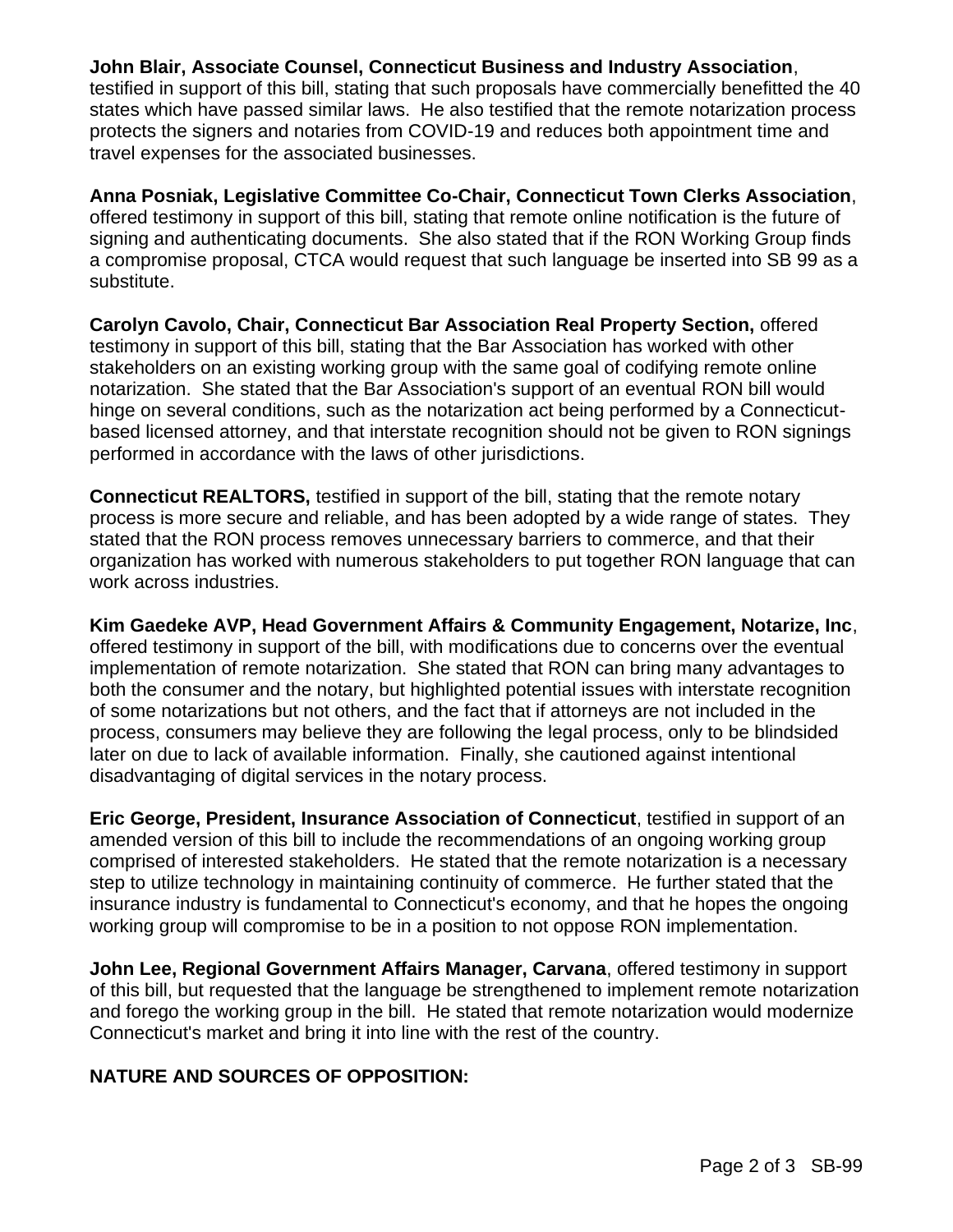**John Blair, Associate Counsel, Connecticut Business and Industry Association**, testified in support of this bill, stating that such proposals have commercially benefitted the 40 states which have passed similar laws. He also testified that the remote notarization process protects the signers and notaries from COVID-19 and reduces both appointment time and travel expenses for the associated businesses.

**Anna Posniak, Legislative Committee Co-Chair, Connecticut Town Clerks Association**, offered testimony in support of this bill, stating that remote online notification is the future of signing and authenticating documents. She also stated that if the RON Working Group finds a compromise proposal, CTCA would request that such language be inserted into SB 99 as a substitute.

**Carolyn Cavolo, Chair, Connecticut Bar Association Real Property Section,** offered testimony in support of this bill, stating that the Bar Association has worked with other stakeholders on an existing working group with the same goal of codifying remote online notarization. She stated that the Bar Association's support of an eventual RON bill would hinge on several conditions, such as the notarization act being performed by a Connecticut-based licensed attorney, and that interstate recognition should not be given to RON signings performed in accordance with the laws of other jurisdictions.

**Connecticut REALTORS,** testified in support of the bill, stating that the remote notary process is more secure and reliable, and has been adopted by a wide range of states. They stated that the RON process removes unnecessary barriers to commerce, and that their organization has worked with numerous stakeholders to put together RON language that can work across industries.

**Kim Gaedeke AVP, Head Government Affairs & Community Engagement, Notarize, Inc**, offered testimony in support of the bill, with modifications due to concerns over the eventual implementation of remote notarization. She stated that RON can bring many advantages to both the consumer and the notary, but highlighted potential issues with interstate recognition of some notarizations but not others, and the fact that if attorneys are not included in the process, consumers may believe they are following the legal process, only to be blindsided later on due to lack of available information. Finally, she cautioned against intentional disadvantaging of digital services in the notary process.

**Eric George, President, Insurance Association of Connecticut**, testified in support of an amended version of this bill to include the recommendations of an ongoing working group comprised of interested stakeholders. He stated that the remote notarization is a necessary step to utilize technology in maintaining continuity of commerce. He further stated that the insurance industry is fundamental to Connecticut's economy, and that he hopes the ongoing working group will compromise to be in a position to not oppose RON implementation.

**John Lee, Regional Government Affairs Manager, Carvana**, offered testimony in support of this bill, but requested that the language be strengthened to implement remote notarization and forego the working group in the bill. He stated that remote notarization would modernize Connecticut's market and bring it into line with the rest of the country.

## NATURE AND SOURCES OF OPPOSITION: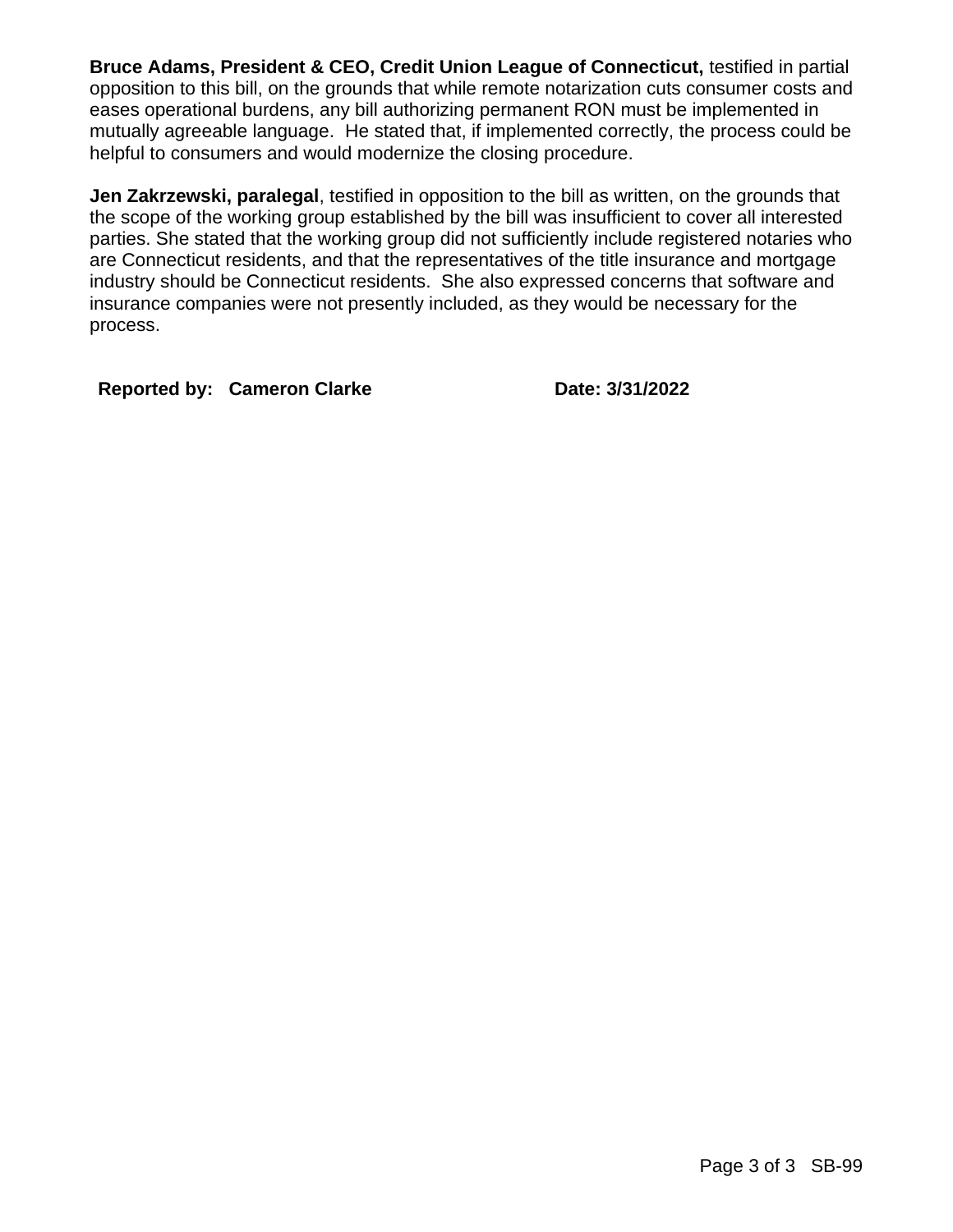**Bruce Adams, President & CEO, Credit Union League of Connecticut,** testified in partial opposition to this bill, on the grounds that while remote notarization cuts consumer costs and eases operational burdens, any bill authorizing permanent RON must be implemented in mutually agreeable language. He stated that, if implemented correctly, the process could be helpful to consumers and would modernize the closing procedure.

**Jen Zakrzewski, paralegal**, testified in opposition to the bill as written, on the grounds that the scope of the working group established by the bill was insufficient to cover all interested parties. She stated that the working group did not sufficiently include registered notaries who are Connecticut residents, and that the representatives of the title insurance and mortgage industry should be Connecticut residents. She also expressed concerns that software and insurance companies were not presently included, as they would be necessary for the process.

**Reported by: Cameron Clarke** **Date: 3/31/2022**